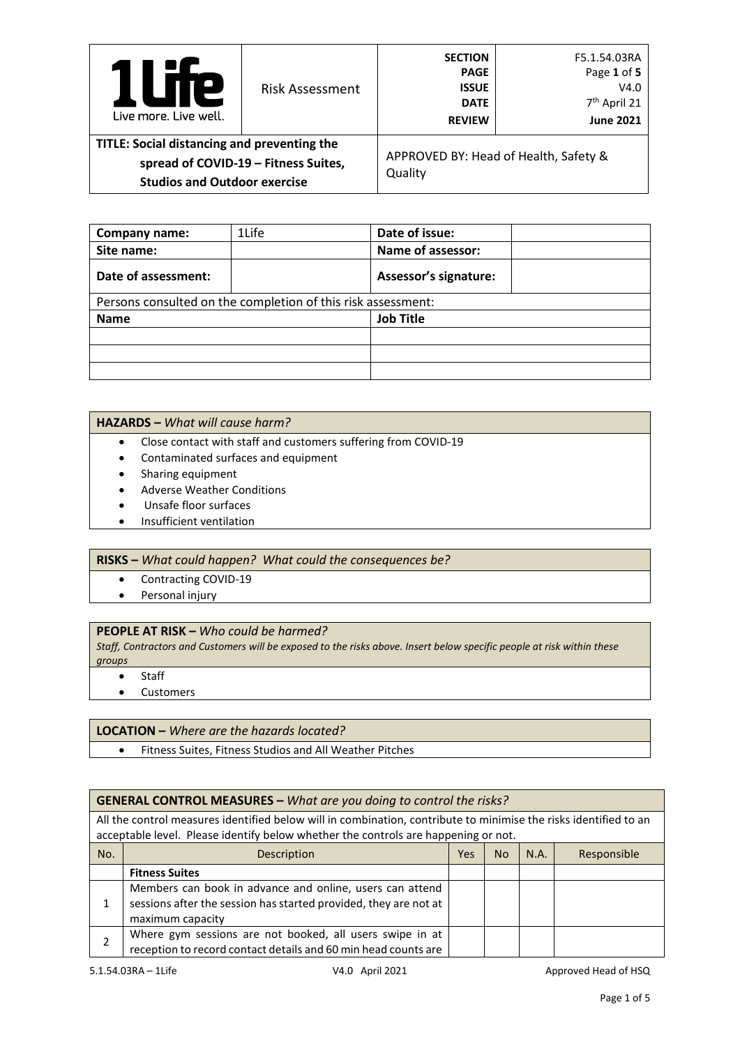| 1Life Live more. Live well. | Risk Assessment | SECTION<br>PAGE<br>ISSUE<br>DATE<br>REVIEW | F5.1.54.03RA<br>Page 1 of 5<br>V4.0<br>7th April 21<br>June 2021 |
|---|---|---|---|
| **TITLE: Social distancing and preventing the spread of COVID-19 – Fitness Suites, Studios and Outdoor exercise** | | APPROVED BY: Head of Health, Safety & Quality | |

| **Company name:** | 1Life | **Date of issue:** | |
|---|---|---|---|
| **Site name:** | | **Name of assessor:** | |
| **Date of assessment:** | | **Assessor's signature:** | |
| Persons consulted on the completion of this risk assessment: | | | |
| **Name** | | **Job Title** | |
| | | | |
| | | | |
| | | | |

**HAZARDS –** *What will cause harm?*

- Close contact with staff and customers suffering from COVID-19
- Contaminated surfaces and equipment
- Sharing equipment
- Adverse Weather Conditions
- Unsafe floor surfaces
- Insufficient ventilation

**RISKS –** *What could happen? What could the consequences be?*

- Contracting COVID-19
- Personal injury

**PEOPLE AT RISK –** *Who could be harmed?*

*Staff, Contractors and Customers will be exposed to the risks above. Insert below specific people at risk within these groups*

- Staff
- Customers

**LOCATION –** *Where are the hazards located?*

- Fitness Suites, Fitness Studios and All Weather Pitches

**GENERAL CONTROL MEASURES –** *What are you doing to control the risks?*

All the control measures identified below will in combination, contribute to minimise the risks identified to an acceptable level. Please identify below whether the controls are happening or not.

| No. | Description | Yes | No | N.A. | Responsible |
|---|---|---|---|---|---|
| | **Fitness Suites** | | | | |
| 1 | Members can book in advance and online, users can attend sessions after the session has started provided, they are not at maximum capacity | | | | |
| 2 | Where gym sessions are not booked, all users swipe in at reception to record contact details and 60 min head counts are | | | | |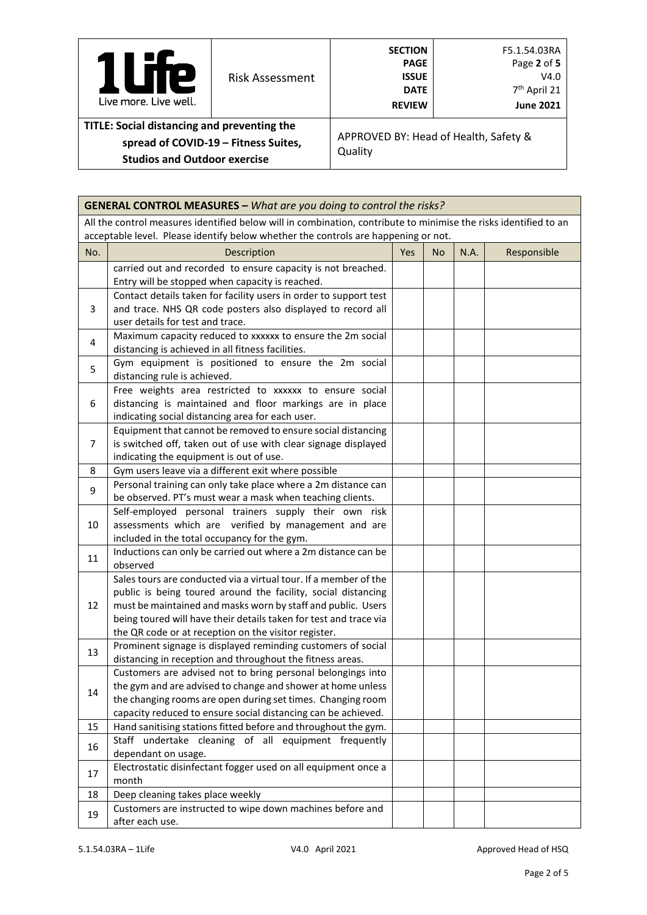| **GENERAL CONTROL MEASURES –** *What are you doing to control the risks?* | | | | | |
|---|---|---|---|---|---|
| All the control measures identified below will in combination, contribute to minimise the risks identified to an acceptable level. Please identify below whether the controls are happening or not. | | | | | |
| No. | Description | Yes | No | N.A. | Responsible |
| | carried out and recorded to ensure capacity is not breached. Entry will be stopped when capacity is reached. | | | | |
| 3 | Contact details taken for facility users in order to support test and trace. NHS QR code posters also displayed to record all user details for test and trace. | | | | |
| 4 | Maximum capacity reduced to xxxxxx to ensure the 2m social distancing is achieved in all fitness facilities. | | | | |
| 5 | Gym equipment is positioned to ensure the 2m social distancing rule is achieved. | | | | |
| 6 | Free weights area restricted to xxxxxx to ensure social distancing is maintained and floor markings are in place indicating social distancing area for each user. | | | | |
| 7 | Equipment that cannot be removed to ensure social distancing is switched off, taken out of use with clear signage displayed indicating the equipment is out of use. | | | | |
| 8 | Gym users leave via a different exit where possible | | | | |
| 9 | Personal training can only take place where a 2m distance can be observed. PT's must wear a mask when teaching clients. | | | | |
| 10 | Self-employed personal trainers supply their own risk assessments which are verified by management and are included in the total occupancy for the gym. | | | | |
| 11 | Inductions can only be carried out where a 2m distance can be observed | | | | |
| 12 | Sales tours are conducted via a virtual tour. If a member of the public is being toured around the facility, social distancing must be maintained and masks worn by staff and public. Users being toured will have their details taken for test and trace via the QR code or at reception on the visitor register. | | | | |
| 13 | Prominent signage is displayed reminding customers of social distancing in reception and throughout the fitness areas. | | | | |
| 14 | Customers are advised not to bring personal belongings into the gym and are advised to change and shower at home unless the changing rooms are open during set times. Changing room capacity reduced to ensure social distancing can be achieved. | | | | |
| 15 | Hand sanitising stations fitted before and throughout the gym. | | | | |
| 16 | Staff undertake cleaning of all equipment frequently dependant on usage. | | | | |
| 17 | Electrostatic disinfectant fogger used on all equipment once a month | | | | |
| 18 | Deep cleaning takes place weekly | | | | |
| 19 | Customers are instructed to wipe down machines before and after each use. | | | | |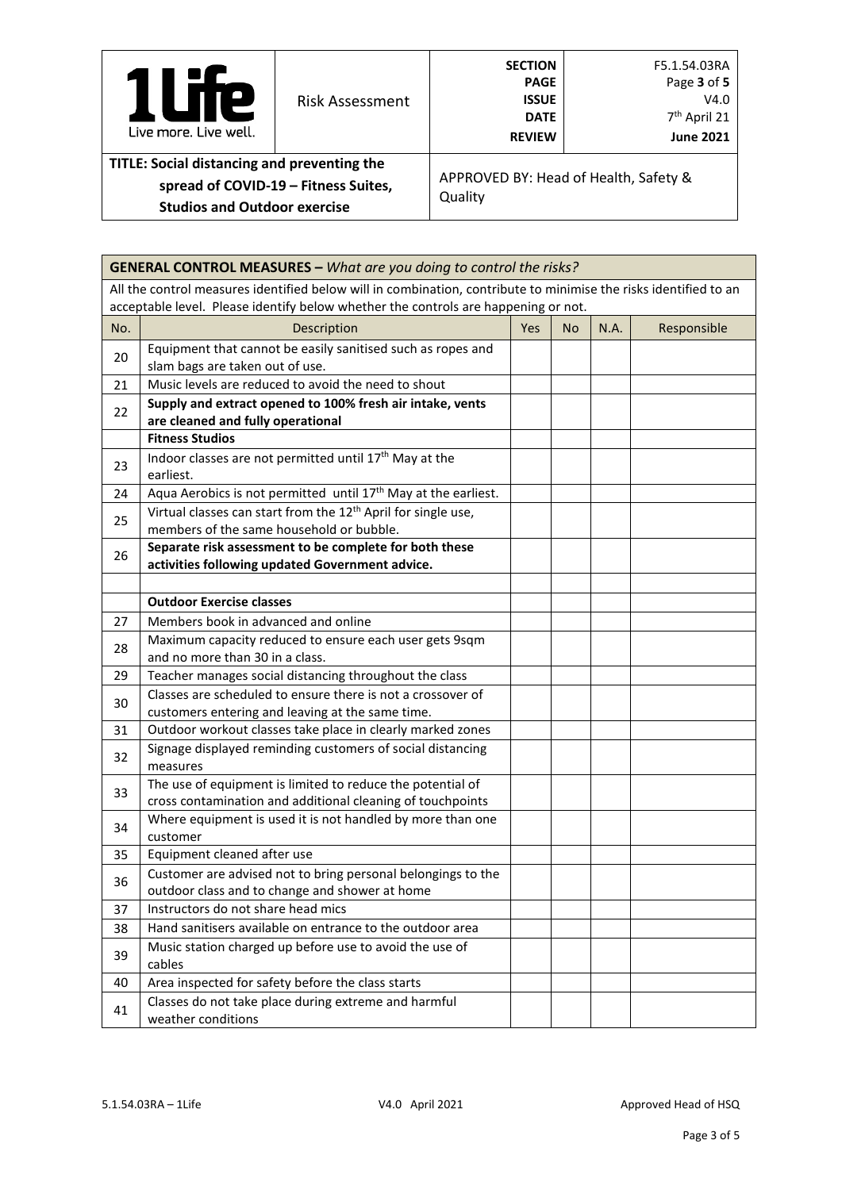| | Risk Assessment | SECTION<br>PAGE<br>ISSUE<br>DATE<br>REVIEW | F5.1.54.03RA<br>Page **3** of **5**<br>V4.0<br>7th April 21<br>**June 2021** |
|---|---|---|---|
| **TITLE: Social distancing and preventing the spread of COVID-19 – Fitness Suites, Studios and Outdoor exercise** | | APPROVED BY: Head of Health, Safety & Quality | |

| **GENERAL CONTROL MEASURES –** *What are you doing to control the risks?* | | | | | |
|---|---|---|---|---|---|
| All the control measures identified below will in combination, contribute to minimise the risks identified to an acceptable level. Please identify below whether the controls are happening or not. | | | | | |
| No. | Description | Yes | No | N.A. | Responsible |
| 20 | Equipment that cannot be easily sanitised such as ropes and slam bags are taken out of use. | | | | |
| 21 | Music levels are reduced to avoid the need to shout | | | | |
| 22 | **Supply and extract opened to 100% fresh air intake, vents are cleaned and fully operational** | | | | |
| | **Fitness Studios** | | | | |
| 23 | Indoor classes are not permitted until 17th May at the earliest. | | | | |
| 24 | Aqua Aerobics is not permitted until 17th May at the earliest. | | | | |
| 25 | Virtual classes can start from the 12th April for single use, members of the same household or bubble. | | | | |
| 26 | **Separate risk assessment to be complete for both these activities following updated Government advice.** | | | | |
| | | | | | |
| | **Outdoor Exercise classes** | | | | |
| 27 | Members book in advanced and online | | | | |
| 28 | Maximum capacity reduced to ensure each user gets 9sqm and no more than 30 in a class. | | | | |
| 29 | Teacher manages social distancing throughout the class | | | | |
| 30 | Classes are scheduled to ensure there is not a crossover of customers entering and leaving at the same time. | | | | |
| 31 | Outdoor workout classes take place in clearly marked zones | | | | |
| 32 | Signage displayed reminding customers of social distancing measures | | | | |
| 33 | The use of equipment is limited to reduce the potential of cross contamination and additional cleaning of touchpoints | | | | |
| 34 | Where equipment is used it is not handled by more than one customer | | | | |
| 35 | Equipment cleaned after use | | | | |
| 36 | Customer are advised not to bring personal belongings to the outdoor class and to change and shower at home | | | | |
| 37 | Instructors do not share head mics | | | | |
| 38 | Hand sanitisers available on entrance to the outdoor area | | | | |
| 39 | Music station charged up before use to avoid the use of cables | | | | |
| 40 | Area inspected for safety before the class starts | | | | |
| 41 | Classes do not take place during extreme and harmful weather conditions | | | | |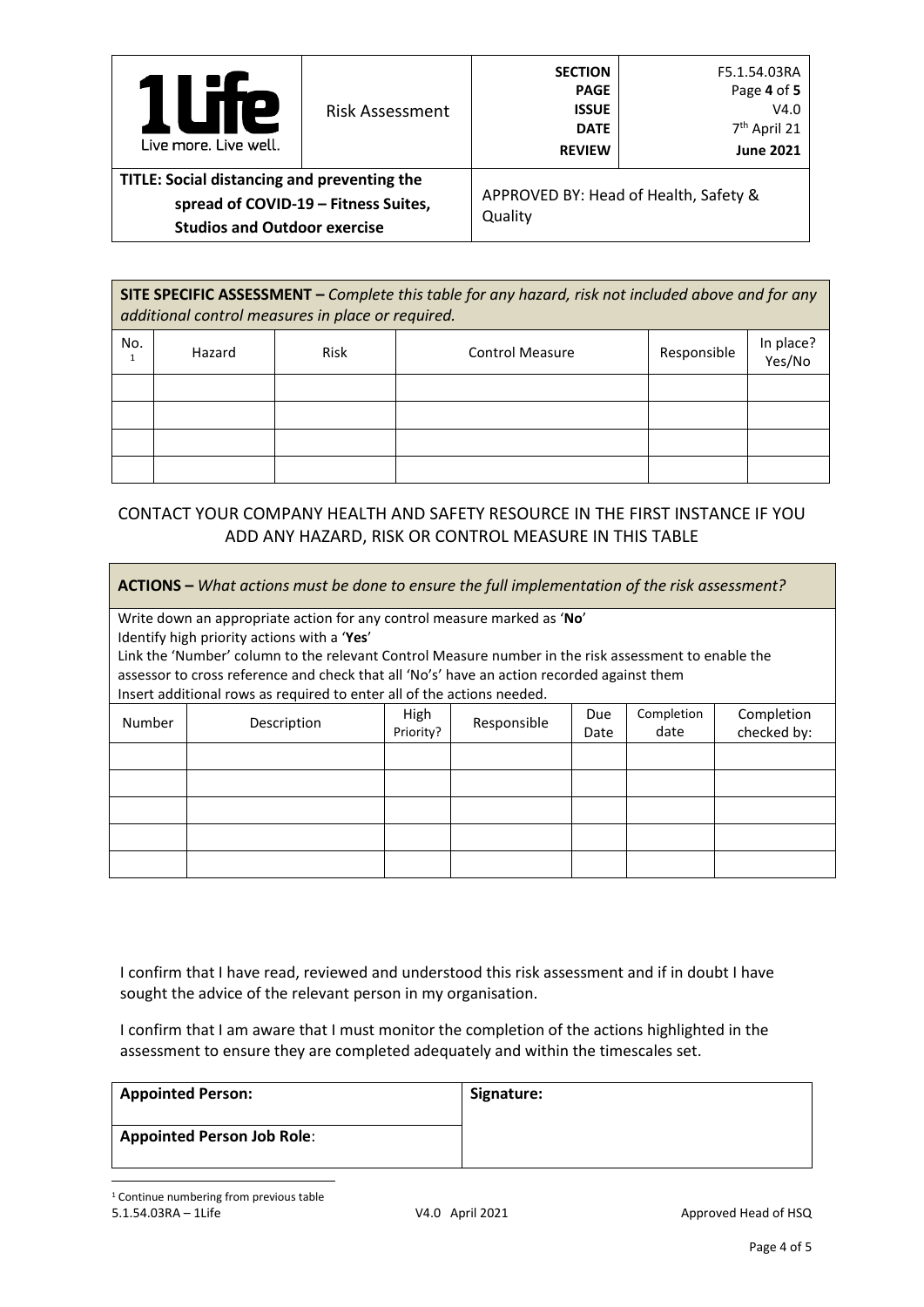| 1Life Live more. Live well. | Risk Assessment | SECTION PAGE ISSUE DATE REVIEW | F5.1.54.03RA Page **4** of **5** V4.0 7th April 21 **June 2021** |
|---|---|---|---|
| **TITLE: Social distancing and preventing the spread of COVID-19 – Fitness Suites, Studios and Outdoor exercise** | | APPROVED BY: Head of Health, Safety & Quality | |

**SITE SPECIFIC ASSESSMENT –** *Complete this table for any hazard, risk not included above and for any additional control measures in place or required.*

| No. [1] | Hazard | Risk | Control Measure | Responsible | In place? Yes/No |
|---|---|---|---|---|---|
| | | | | | |
| | | | | | |
| | | | | | |
| | | | | | |

CONTACT YOUR COMPANY HEALTH AND SAFETY RESOURCE IN THE FIRST INSTANCE IF YOU ADD ANY HAZARD, RISK OR CONTROL MEASURE IN THIS TABLE

**ACTIONS –** *What actions must be done to ensure the full implementation of the risk assessment?*

Write down an appropriate action for any control measure marked as '**No**'
Identify high priority actions with a '**Yes**'
Link the 'Number' column to the relevant Control Measure number in the risk assessment to enable the assessor to cross reference and check that all 'No's' have an action recorded against them
Insert additional rows as required to enter all of the actions needed.

| Number | Description | High Priority? | Responsible | Due Date | Completion date | Completion checked by: |
|---|---|---|---|---|---|---|
| | | | | | | |
| | | | | | | |
| | | | | | | |
| | | | | | | |
| | | | | | | |

I confirm that I have read, reviewed and understood this risk assessment and if in doubt I have sought the advice of the relevant person in my organisation.

I confirm that I am aware that I must monitor the completion of the actions highlighted in the assessment to ensure they are completed adequately and within the timescales set.

| **Appointed Person:** | **Signature:** |
|---|---|
| **Appointed Person Job Role**: | |

[1] Continue numbering from previous table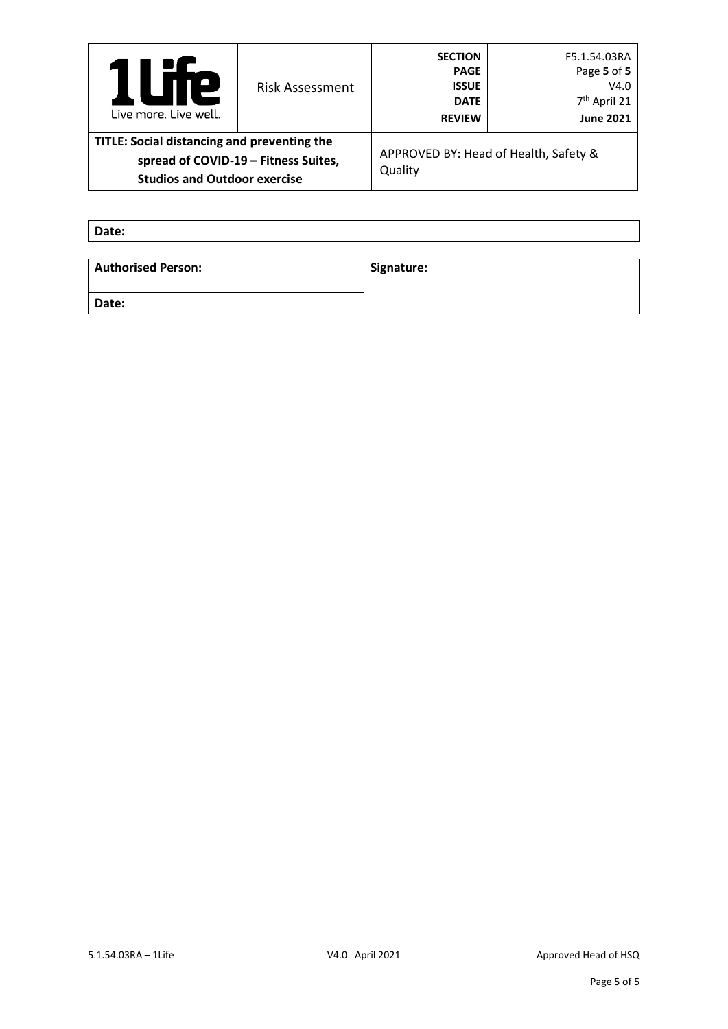| Date: | |
|---|---|

| Authorised Person: | Signature: |
|---|---|
| Date: | |